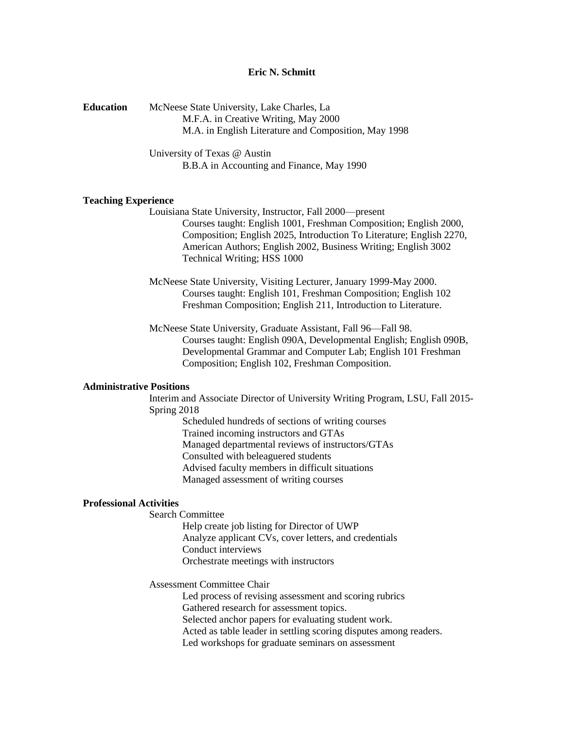# Eric N. Schmitt

## Education

McNeese State University, Lake Charles, La
- M.F.A. in Creative Writing, May 2000
- M.A. in English Literature and Composition, May 1998

University of Texas @ Austin
- B.B.A in Accounting and Finance, May 1990

## Teaching Experience

Louisiana State University, Instructor, Fall 2000—present
- Courses taught: English 1001, Freshman Composition; English 2000, Composition; English 2025, Introduction To Literature; English 2270, American Authors; English 2002, Business Writing; English 3002 Technical Writing; HSS 1000

McNeese State University, Visiting Lecturer, January 1999-May 2000.
- Courses taught: English 101, Freshman Composition; English 102 Freshman Composition; English 211, Introduction to Literature.

McNeese State University, Graduate Assistant, Fall 96—Fall 98.
- Courses taught: English 090A, Developmental English; English 090B, Developmental Grammar and Computer Lab; English 101 Freshman Composition; English 102, Freshman Composition.

## Administrative Positions

Interim and Associate Director of University Writing Program, LSU, Fall 2015-Spring 2018
- Scheduled hundreds of sections of writing courses
- Trained incoming instructors and GTAs
- Managed departmental reviews of instructors/GTAs
- Consulted with beleaguered students
- Advised faculty members in difficult situations
- Managed assessment of writing courses

## Professional Activities

Search Committee
- Help create job listing for Director of UWP
- Analyze applicant CVs, cover letters, and credentials
- Conduct interviews
- Orchestrate meetings with instructors

Assessment Committee Chair
- Led process of revising assessment and scoring rubrics
- Gathered research for assessment topics.
- Selected anchor papers for evaluating student work.
- Acted as table leader in settling scoring disputes among readers.
- Led workshops for graduate seminars on assessment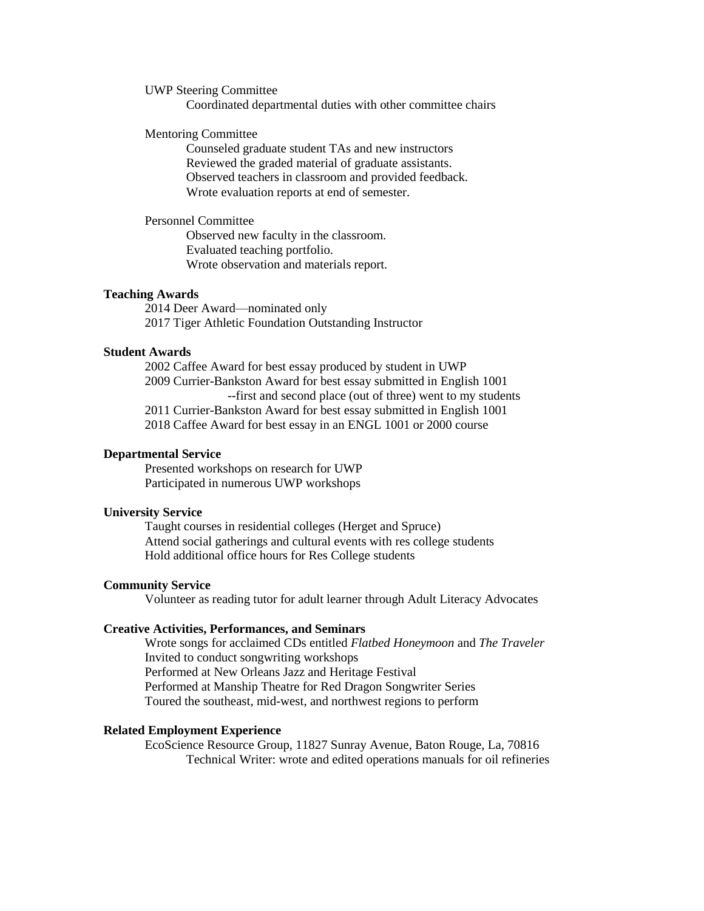UWP Steering Committee

Coordinated departmental duties with other committee chairs

Mentoring Committee

Counseled graduate student TAs and new instructors
Reviewed the graded material of graduate assistants.
Observed teachers in classroom and provided feedback.
Wrote evaluation reports at end of semester.

Personnel Committee

Observed new faculty in the classroom.
Evaluated teaching portfolio.
Wrote observation and materials report.

**Teaching Awards**

2014 Deer Award—nominated only
2017 Tiger Athletic Foundation Outstanding Instructor

**Student Awards**

2002 Caffee Award for best essay produced by student in UWP
2009 Currier-Bankston Award for best essay submitted in English 1001
--first and second place (out of three) went to my students
2011 Currier-Bankston Award for best essay submitted in English 1001
2018 Caffee Award for best essay in an ENGL 1001 or 2000 course

**Departmental Service**

Presented workshops on research for UWP
Participated in numerous UWP workshops

**University Service**

Taught courses in residential colleges (Herget and Spruce)
Attend social gatherings and cultural events with res college students
Hold additional office hours for Res College students

**Community Service**

Volunteer as reading tutor for adult learner through Adult Literacy Advocates

**Creative Activities, Performances, and Seminars**

Wrote songs for acclaimed CDs entitled *Flatbed Honeymoon* and *The Traveler*
Invited to conduct songwriting workshops
Performed at New Orleans Jazz and Heritage Festival
Performed at Manship Theatre for Red Dragon Songwriter Series
Toured the southeast, mid-west, and northwest regions to perform

**Related Employment Experience**

EcoScience Resource Group, 11827 Sunray Avenue, Baton Rouge, La, 70816
Technical Writer: wrote and edited operations manuals for oil refineries